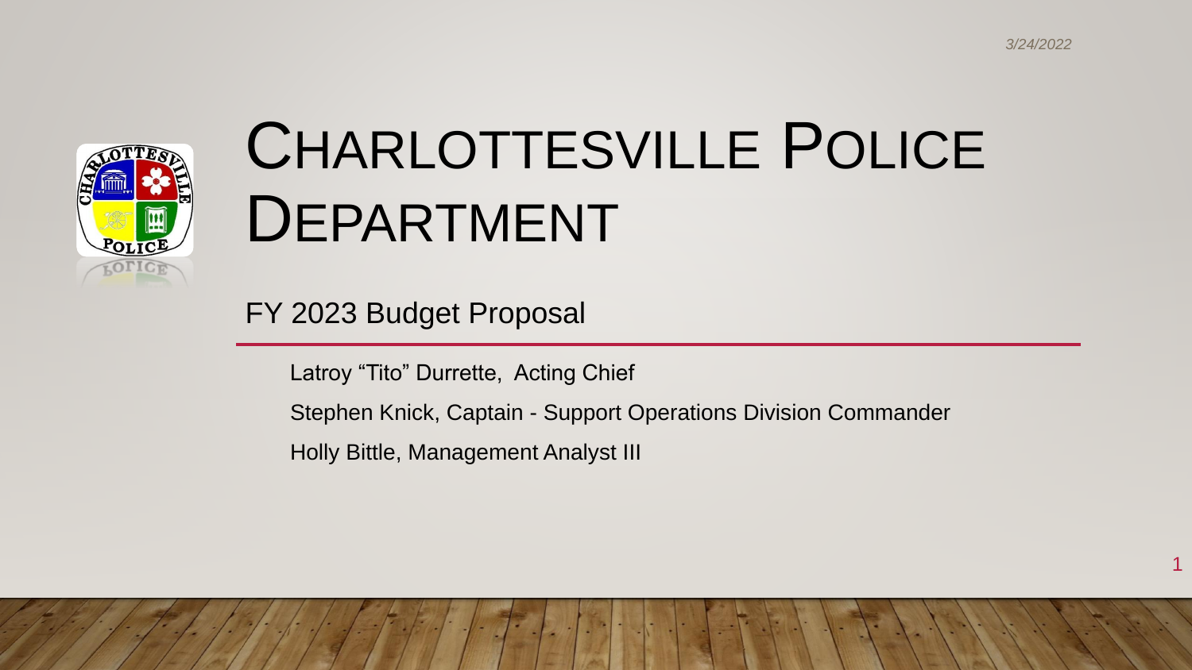3/24/2022

# Charlottesville Police Department

## FY 2023 Budget Proposal

Latroy "Tito" Durrette, Acting Chief

Stephen Knick, Captain - Support Operations Division Commander

Holly Bittle, Management Analyst III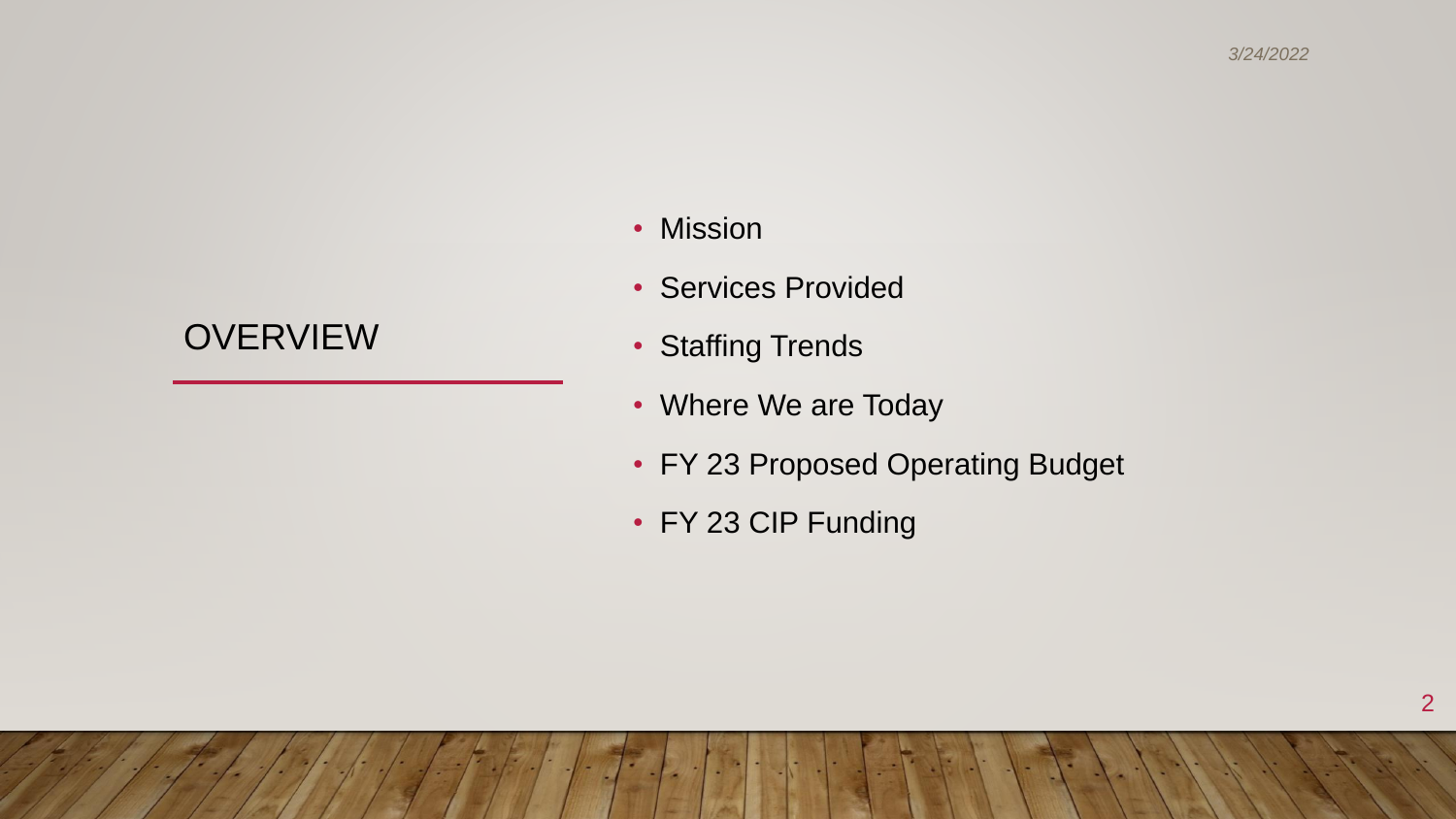# OVERVIEW

- Mission
- Services Provided
- Staffing Trends
- Where We are Today
- FY 23 Proposed Operating Budget
- FY 23 CIP Funding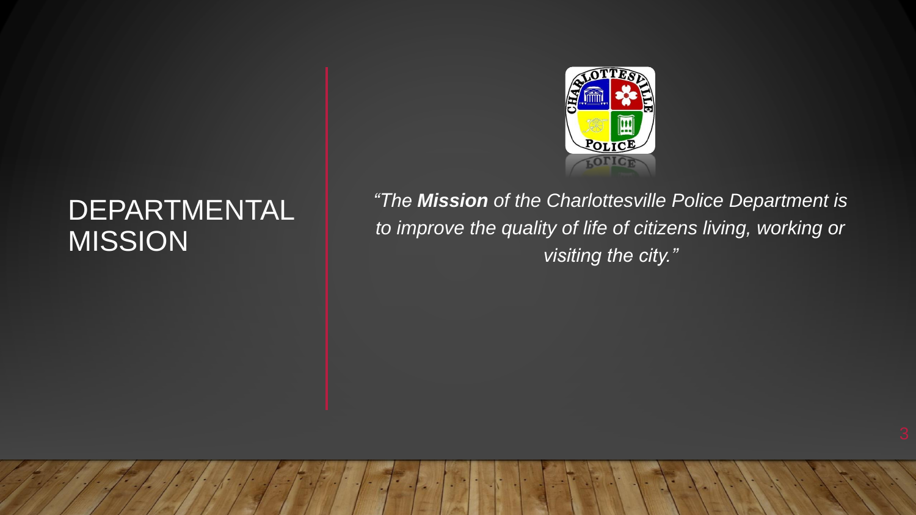# DEPARTMENTAL MISSION

*"The **Mission** of the Charlottesville Police Department is to improve the quality of life of citizens living, working or visiting the city."*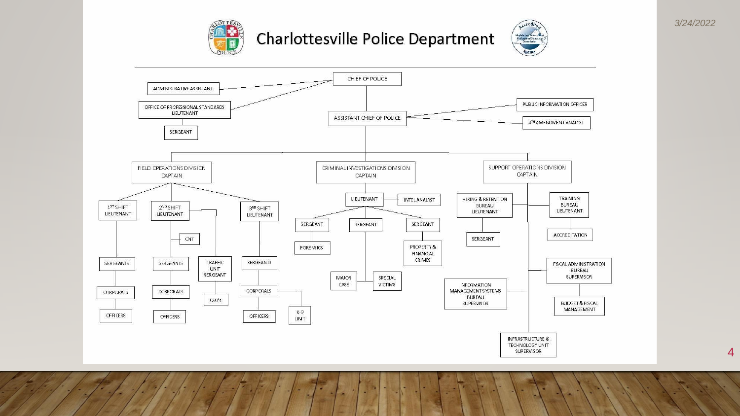# Charlottesville Police Department

- CHIEF OF POLICE
  - ADMINISTRATIVE ASSISTANT
  - OFFICE OF PROFESSIONAL STANDARDS LIEUTENANT
    - SERGEANT
  - ASSISTANT CHIEF OF POLICE
    - PUBLIC INFORMATION OFFICER
    - 4TH AMENDMENT ANALYST
    - FIELD OPERATIONS DIVISION CAPTAIN
      - 1ST SHIFT LIEUTENANT
        - SERGEANTS
          - CORPORALS
            - OFFICERS
      - 2ND SHIFT LIEUTENANT
        - CNT
        - SERGEANTS
          - CORPORALS
            - OFFICERS
        - TRAFFIC UNIT SERGEANT
          - CSO's
      - 3RD SHIFT LIEUTENANT
        - SERGEANTS
          - CORPORALS
            - OFFICERS
            - K-9 UNIT
    - CRIMINAL INVESTIGATIONS DIVISION CAPTAIN
      - LIEUTENANT
        - INTEL ANALYST
        - SERGEANT
          - FORENSICS
        - SERGEANT
          - MAJOR CASE
          - SPECIAL VICTIMS
        - SERGEANT
          - PROPERTY & FINANCIAL CRIMES
    - SUPPORT OPERATIONS DIVISION CAPTAIN
      - HIRING & RETENTION BUREAU LIEUTENANT
        - SERGEANT
      - TRAINING BUREAU LIEUTENANT
        - ACCREDITATION
      - FISCAL ADMINISTRATION BUREAU SUPERVISOR
        - BUDGET & FISCAL MANAGEMENT
      - INFORMATION MANAGEMENT SYSTEMS BUREAU SUPERVISOR
      - INFRASTRUCTURE & TECHNOLOGY UNIT SUPERVISOR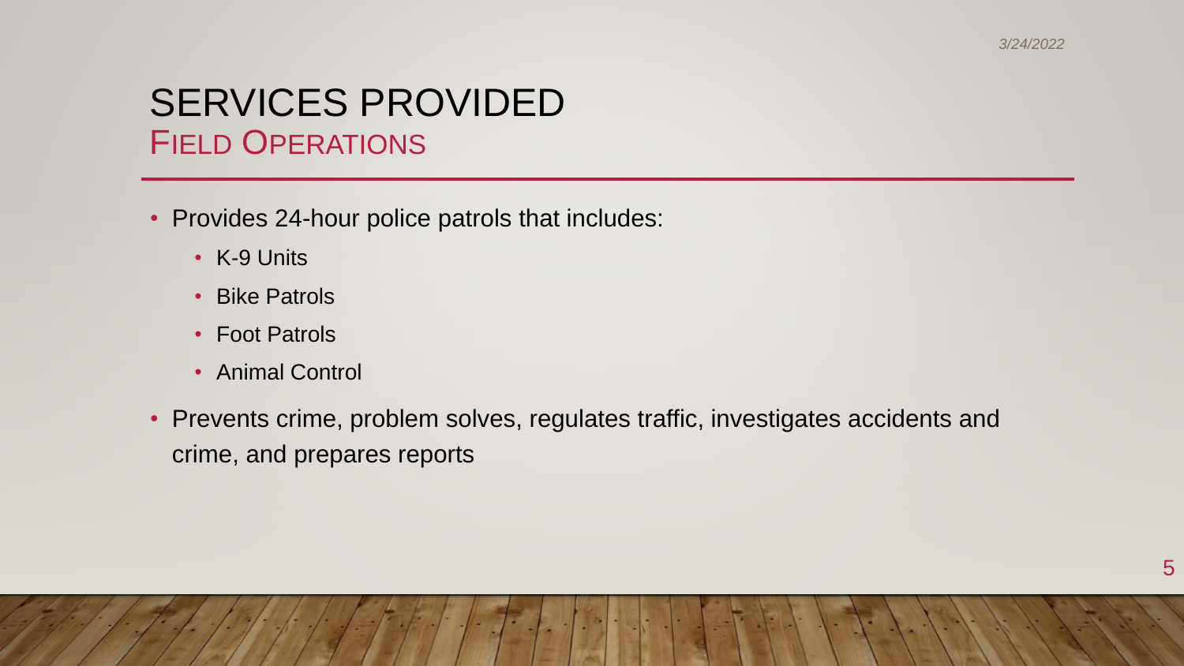# SERVICES PROVIDED
## FIELD OPERATIONS

- Provides 24-hour police patrols that includes:
  - K-9 Units
  - Bike Patrols
  - Foot Patrols
  - Animal Control
- Prevents crime, problem solves, regulates traffic, investigates accidents and crime, and prepares reports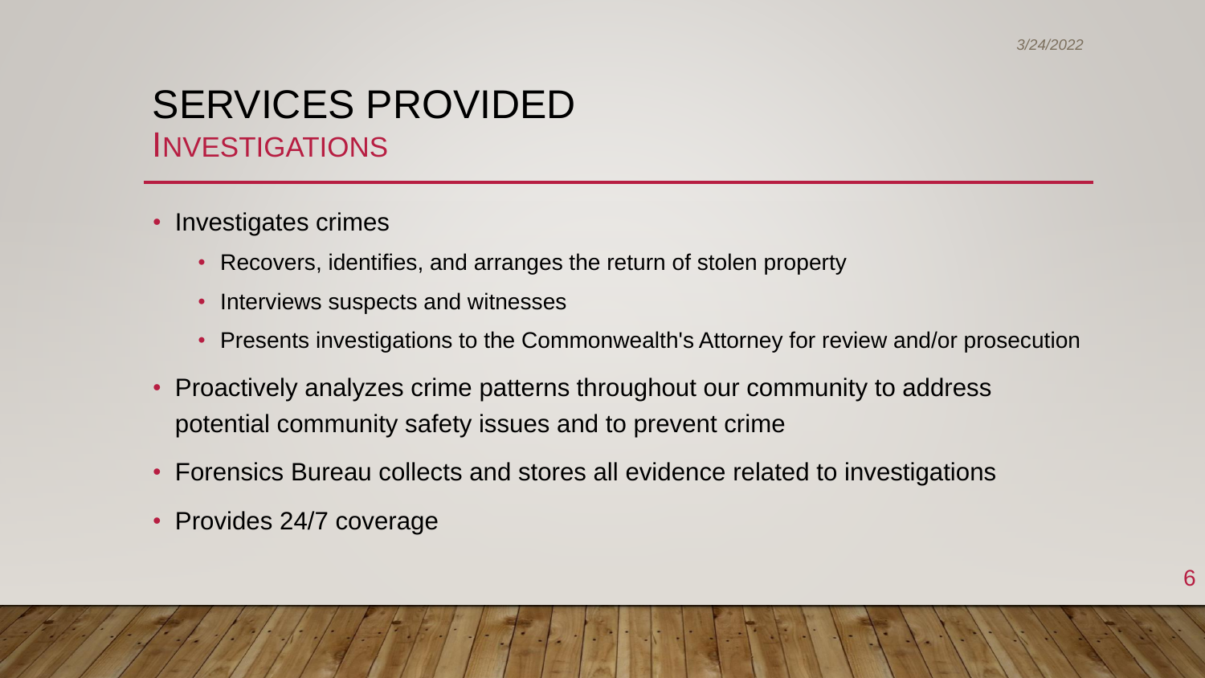# SERVICES PROVIDED

## INVESTIGATIONS

- Investigates crimes
  - Recovers, identifies, and arranges the return of stolen property
  - Interviews suspects and witnesses
  - Presents investigations to the Commonwealth's Attorney for review and/or prosecution
- Proactively analyzes crime patterns throughout our community to address potential community safety issues and to prevent crime
- Forensics Bureau collects and stores all evidence related to investigations
- Provides 24/7 coverage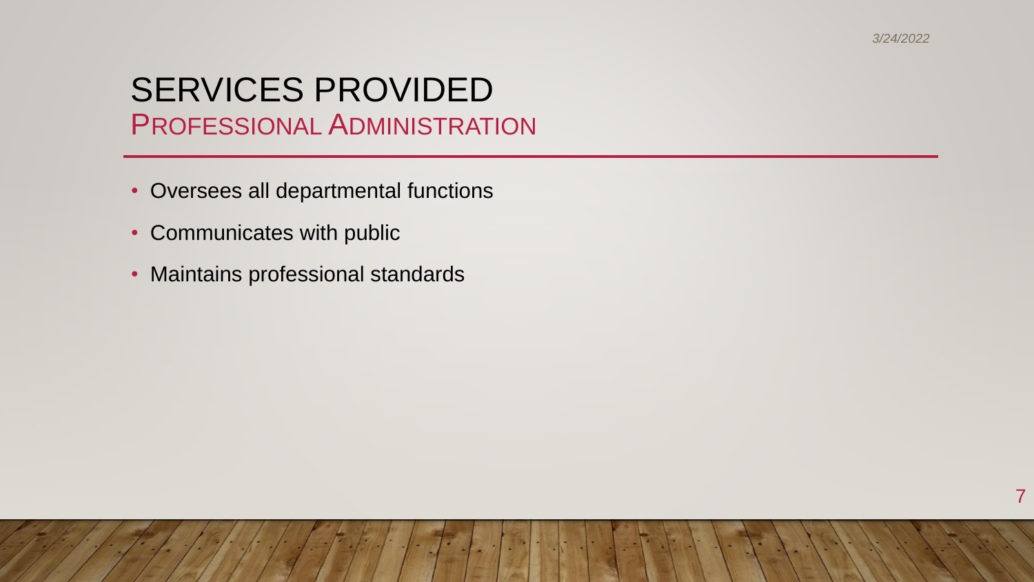# SERVICES PROVIDED

## Professional Administration

- Oversees all departmental functions
- Communicates with public
- Maintains professional standards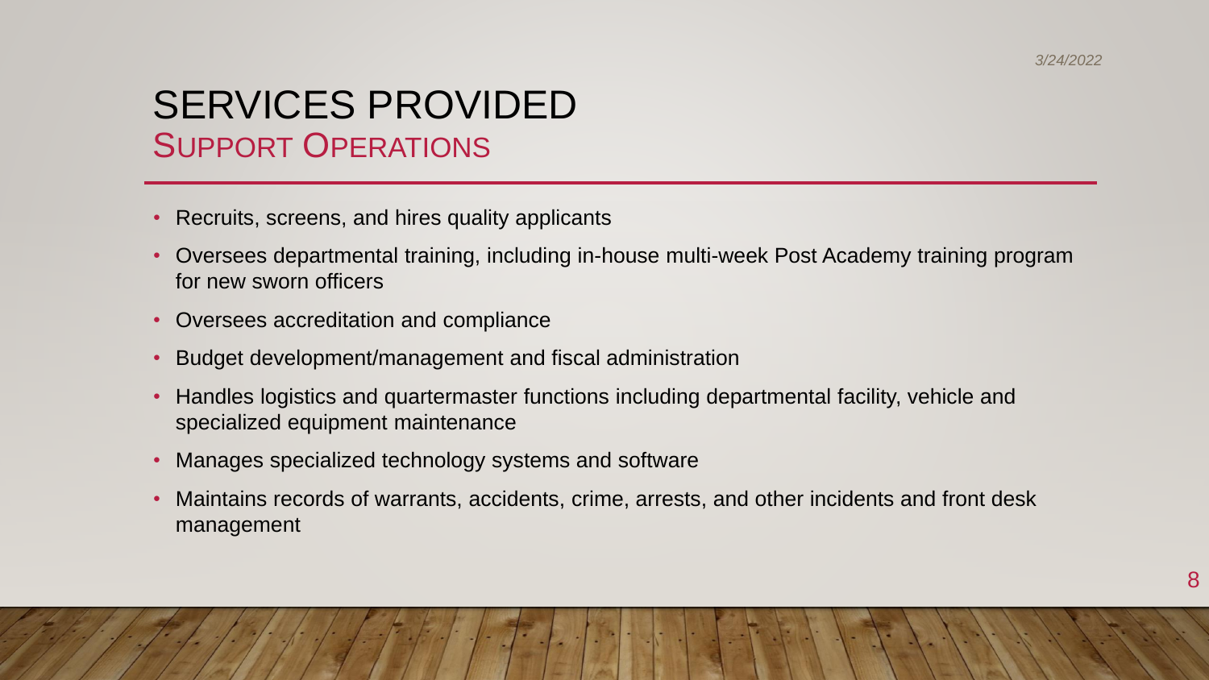# SERVICES PROVIDED

## Support Operations

- Recruits, screens, and hires quality applicants
- Oversees departmental training, including in-house multi-week Post Academy training program for new sworn officers
- Oversees accreditation and compliance
- Budget development/management and fiscal administration
- Handles logistics and quartermaster functions including departmental facility, vehicle and specialized equipment maintenance
- Manages specialized technology systems and software
- Maintains records of warrants, accidents, crime, arrests, and other incidents and front desk management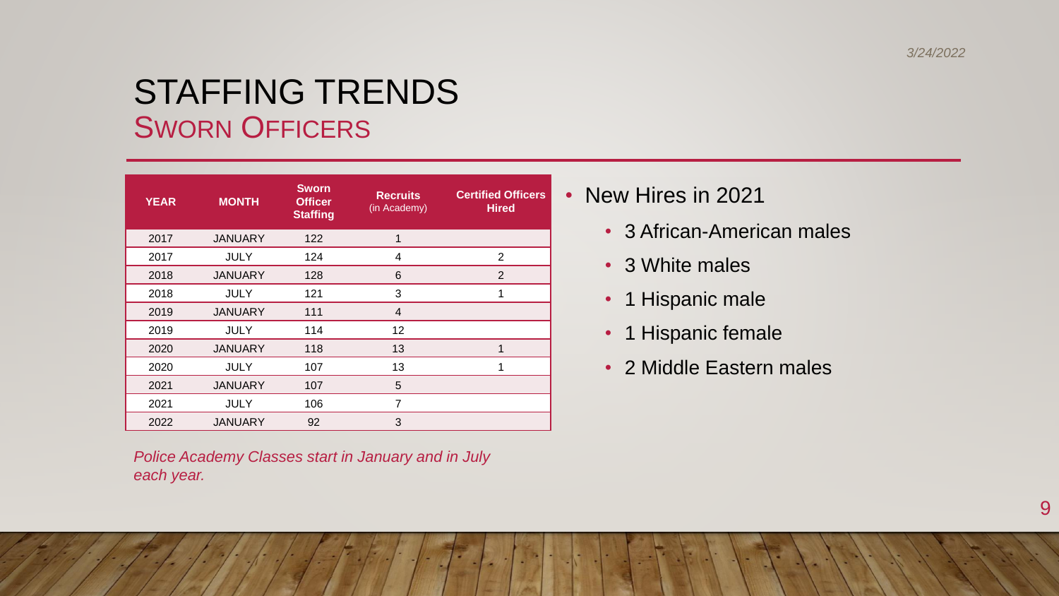# STAFFING TRENDS
## Sworn Officers

| YEAR | MONTH | Sworn Officer Staffing | Recruits (in Academy) | Certified Officers Hired |
|---|---|---|---|---|
| 2017 | JANUARY | 122 | 1 | |
| 2017 | JULY | 124 | 4 | 2 |
| 2018 | JANUARY | 128 | 6 | 2 |
| 2018 | JULY | 121 | 3 | 1 |
| 2019 | JANUARY | 111 | 4 | |
| 2019 | JULY | 114 | 12 | |
| 2020 | JANUARY | 118 | 13 | 1 |
| 2020 | JULY | 107 | 13 | 1 |
| 2021 | JANUARY | 107 | 5 | |
| 2021 | JULY | 106 | 7 | |
| 2022 | JANUARY | 92 | 3 | |

*Police Academy Classes start in January and in July each year.*

- New Hires in 2021
  - 3 African-American males
  - 3 White males
  - 1 Hispanic male
  - 1 Hispanic female
  - 2 Middle Eastern males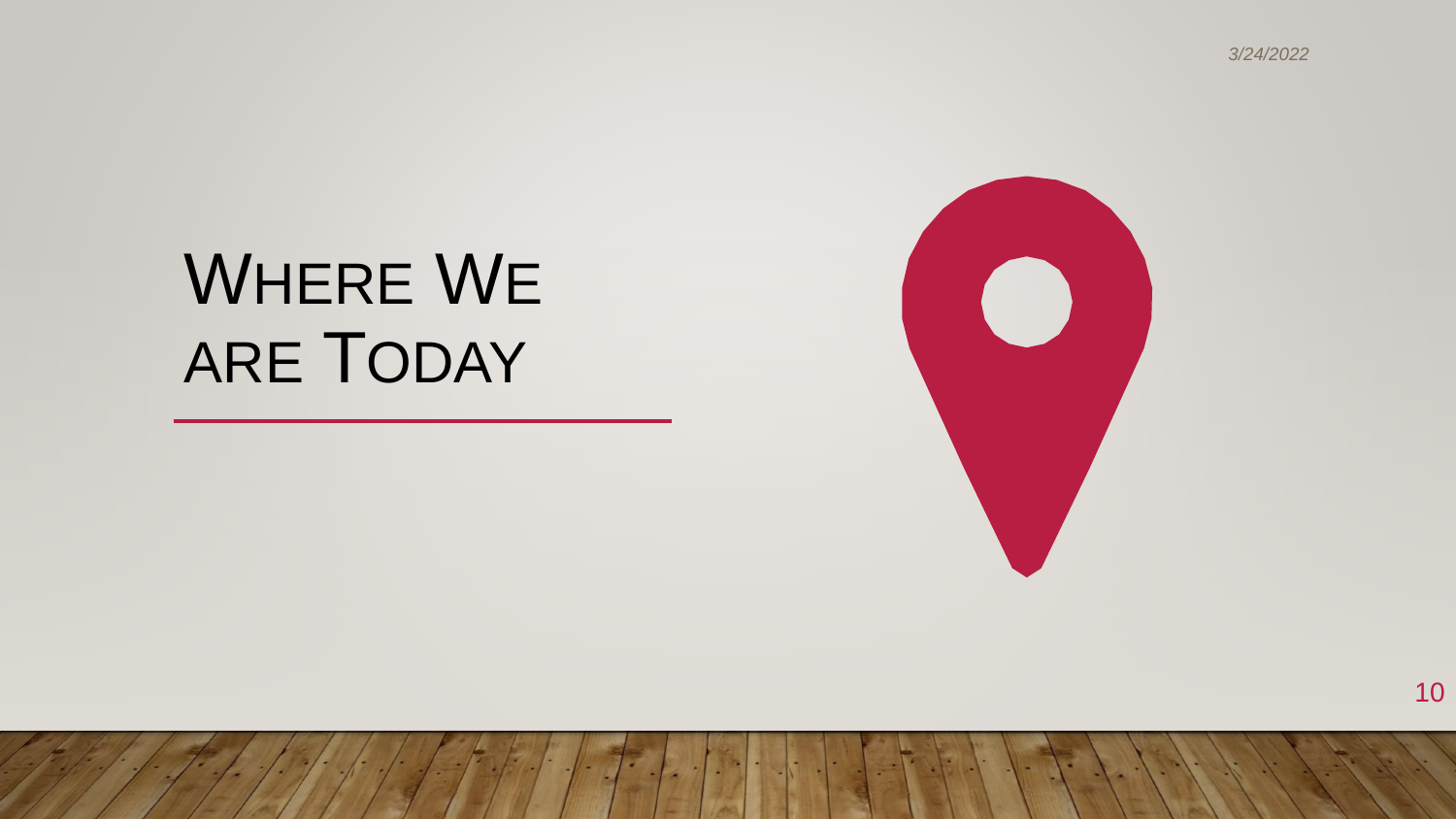# Where We are Today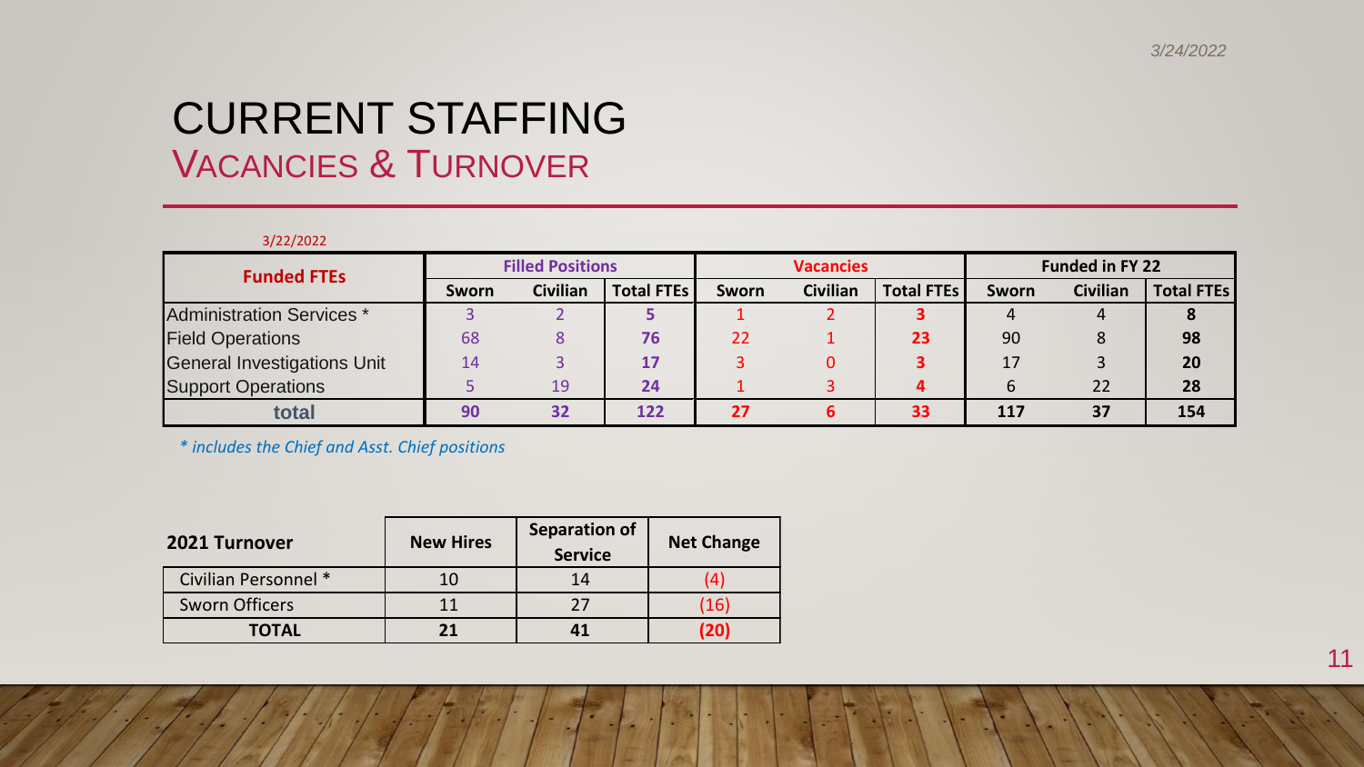# CURRENT STAFFING

## VACANCIES & TURNOVER

3/22/2022

| Funded FTEs | Filled Positions | | | Vacancies | | | Funded in FY 22 | | |
|---|---|---|---|---|---|---|---|---|---|
| | Sworn | Civilian | Total FTEs | Sworn | Civilian | Total FTEs | Sworn | Civilian | Total FTEs |
| Administration Services * | 3 | 2 | **5** | 1 | 2 | **3** | 4 | 4 | **8** |
| Field Operations | 68 | 8 | **76** | 22 | 1 | **23** | 90 | 8 | **98** |
| General Investigations Unit | 14 | 3 | **17** | 3 | 0 | **3** | 17 | 3 | **20** |
| Support Operations | 5 | 19 | **24** | 1 | 3 | **4** | 6 | 22 | **28** |
| **total** | **90** | **32** | **122** | **27** | **6** | **33** | **117** | **37** | **154** |

*\* includes the Chief and Asst. Chief positions*

| 2021 Turnover | New Hires | Separation of Service | Net Change |
|---|---|---|---|
| Civilian Personnel * | 10 | 14 | (4) |
| Sworn Officers | 11 | 27 | (16) |
| **TOTAL** | **21** | **41** | **(20)** |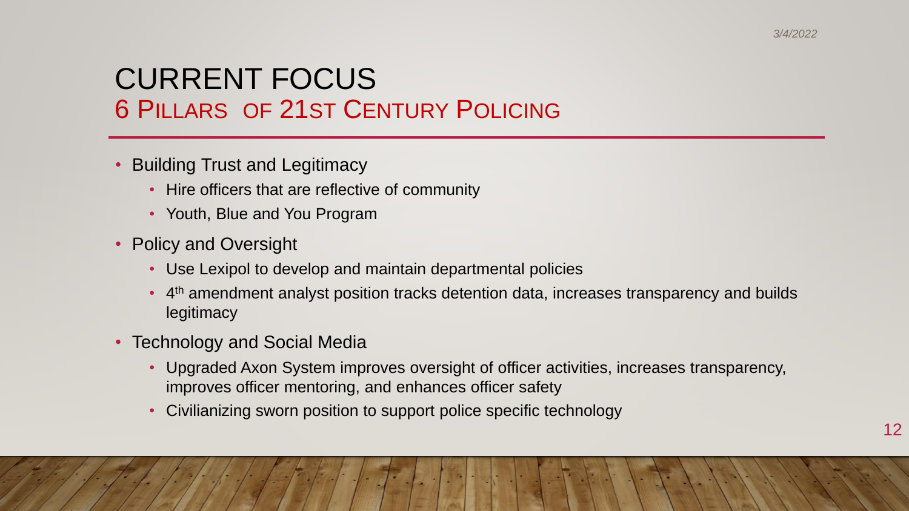# CURRENT FOCUS
## 6 PILLARS OF 21ST CENTURY POLICING

- Building Trust and Legitimacy
  - Hire officers that are reflective of community
  - Youth, Blue and You Program
- Policy and Oversight
  - Use Lexipol to develop and maintain departmental policies
  - 4th amendment analyst position tracks detention data, increases transparency and builds legitimacy
- Technology and Social Media
  - Upgraded Axon System improves oversight of officer activities, increases transparency, improves officer mentoring, and enhances officer safety
  - Civilianizing sworn position to support police specific technology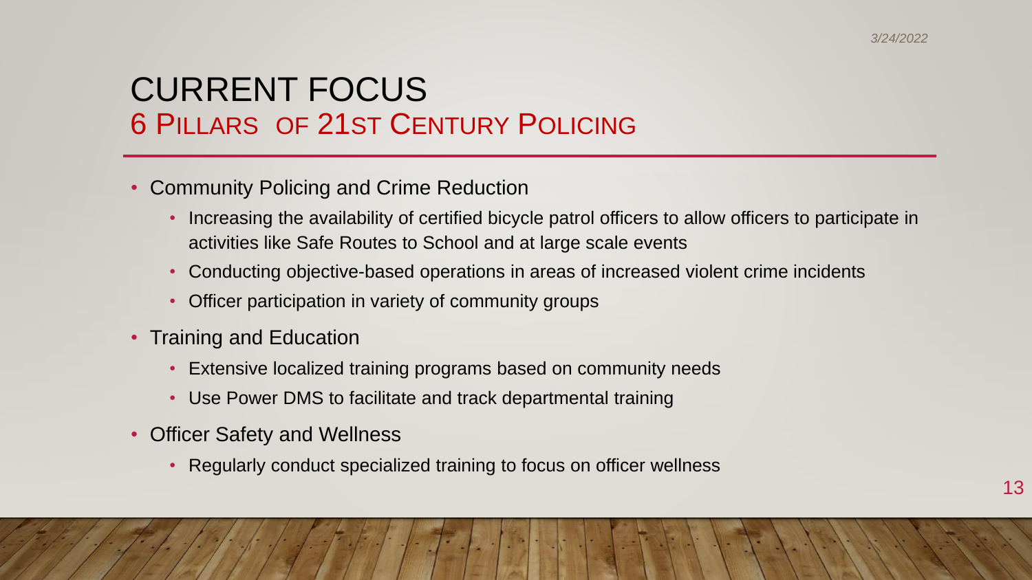# CURRENT FOCUS

## 6 PILLARS OF 21ST CENTURY POLICING

- Community Policing and Crime Reduction
  - Increasing the availability of certified bicycle patrol officers to allow officers to participate in activities like Safe Routes to School and at large scale events
  - Conducting objective-based operations in areas of increased violent crime incidents
  - Officer participation in variety of community groups
- Training and Education
  - Extensive localized training programs based on community needs
  - Use Power DMS to facilitate and track departmental training
- Officer Safety and Wellness
  - Regularly conduct specialized training to focus on officer wellness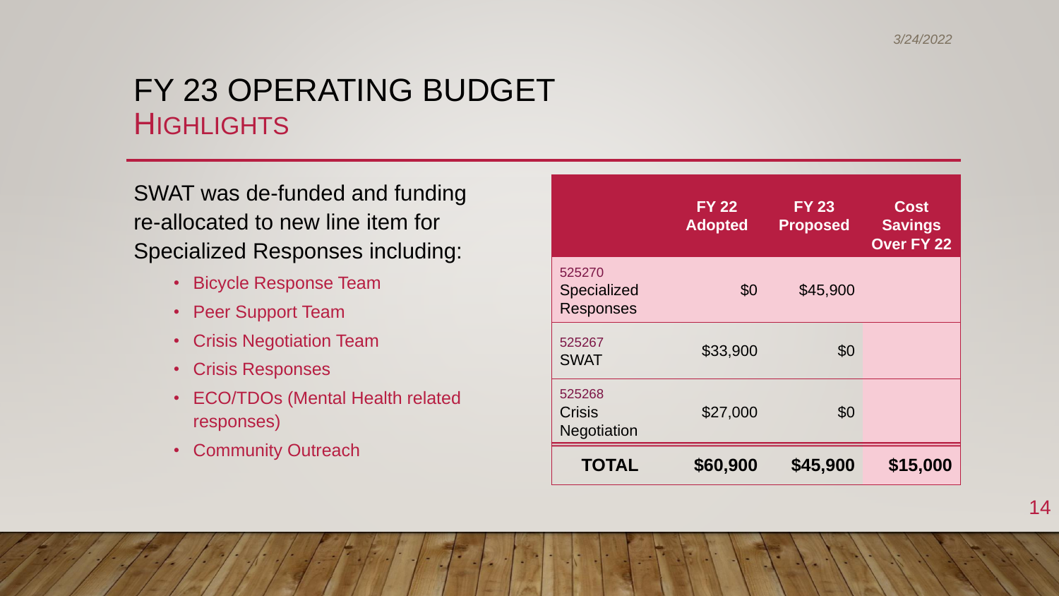# FY 23 OPERATING BUDGET
## HIGHLIGHTS

SWAT was de-funded and funding re-allocated to new line item for Specialized Responses including:

- Bicycle Response Team
- Peer Support Team
- Crisis Negotiation Team
- Crisis Responses
- ECO/TDOs (Mental Health related responses)
- Community Outreach

| | FY 22 Adopted | FY 23 Proposed | Cost Savings Over FY 22 |
|---|---|---|---|
| 525270 Specialized Responses | $0 | $45,900 | |
| 525267 SWAT | $33,900 | $0 | |
| 525268 Crisis Negotiation | $27,000 | $0 | |
| **TOTAL** | **$60,900** | **$45,900** | **$15,000** |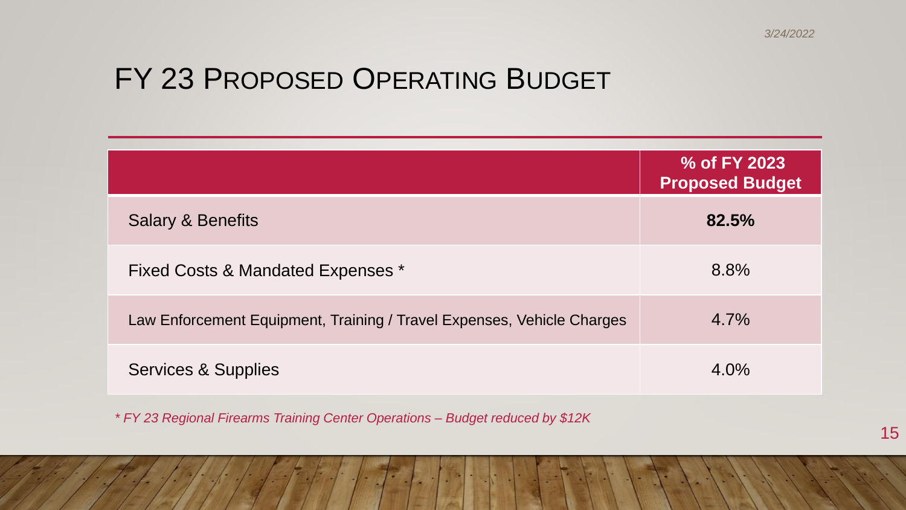# FY 23 Proposed Operating Budget

| | % of FY 2023 Proposed Budget |
|---|---|
| Salary & Benefits | **82.5%** |
| Fixed Costs & Mandated Expenses * | 8.8% |
| Law Enforcement Equipment, Training / Travel Expenses, Vehicle Charges | 4.7% |
| Services & Supplies | 4.0% |

*\* FY 23 Regional Firearms Training Center Operations – Budget reduced by $12K*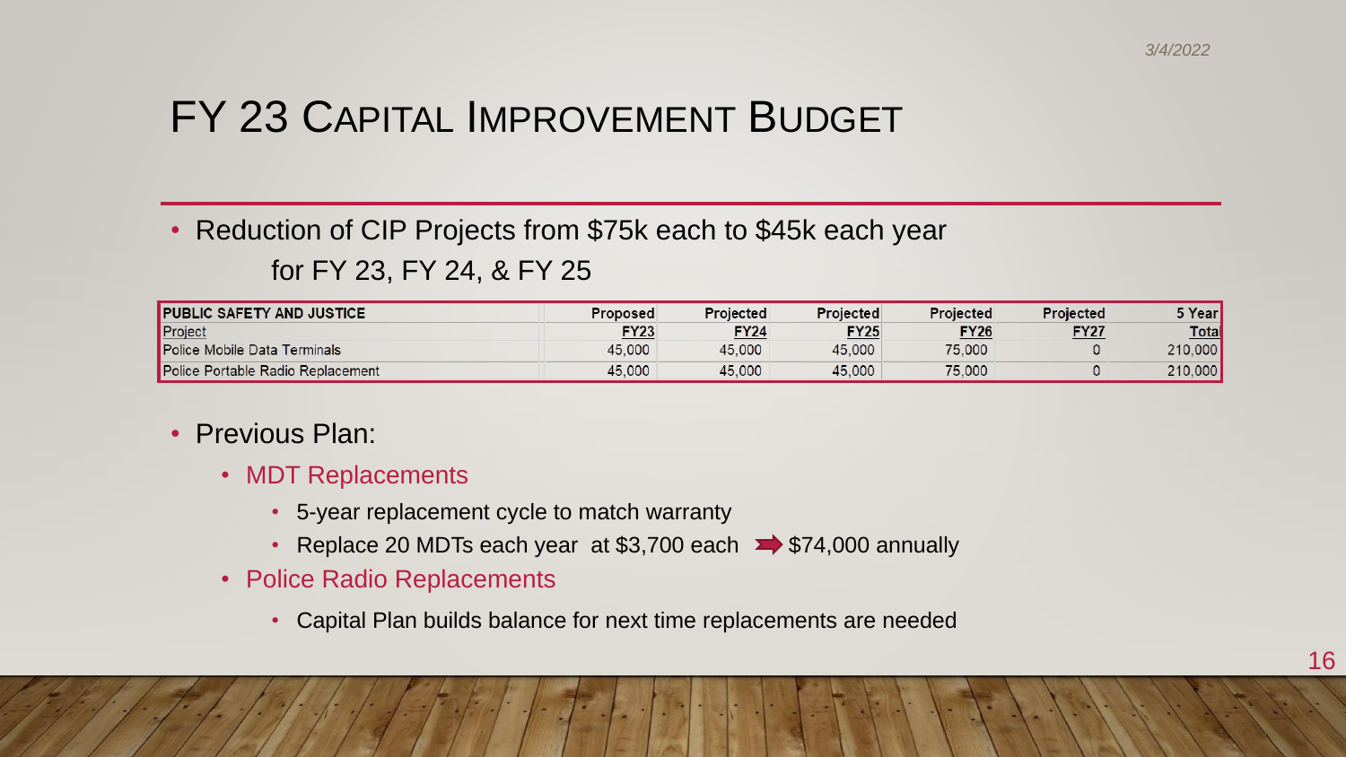# FY 23 Capital Improvement Budget

- Reduction of CIP Projects from $75k each to $45k each year for FY 23, FY 24, & FY 25

| PUBLIC SAFETY AND JUSTICE | Proposed | Projected | Projected | Projected | Projected | 5 Year |
|---|---|---|---|---|---|---|
| Project | FY23 | FY24 | FY25 | FY26 | FY27 | Total |
| Police Mobile Data Terminals | 45,000 | 45,000 | 45,000 | 75,000 | 0 | 210,000 |
| Police Portable Radio Replacement | 45,000 | 45,000 | 45,000 | 75,000 | 0 | 210,000 |

- Previous Plan:
  - MDT Replacements
    - 5-year replacement cycle to match warranty
    - Replace 20 MDTs each year at $3,700 each ➡ $74,000 annually
  - Police Radio Replacements
    - Capital Plan builds balance for next time replacements are needed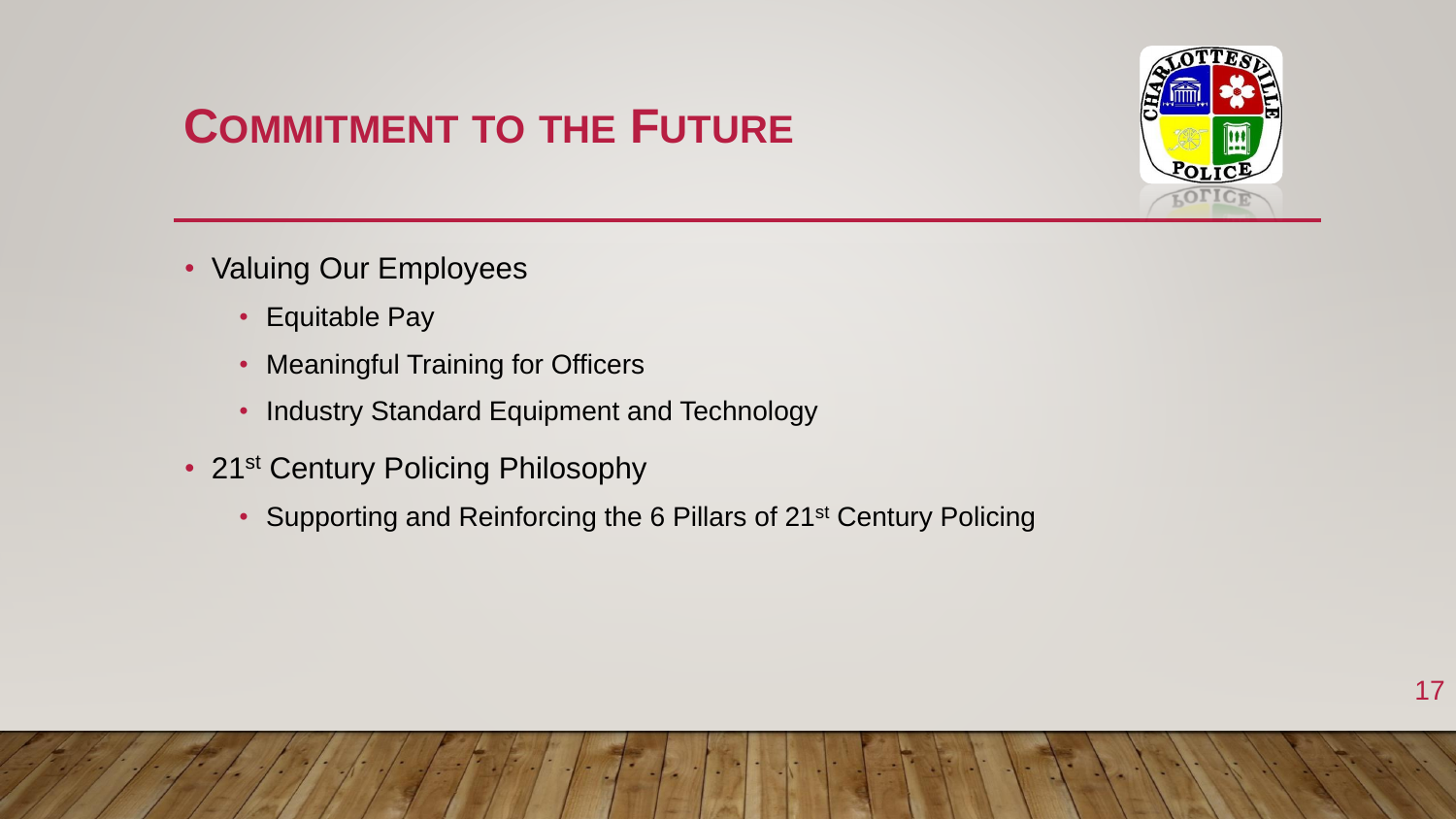# Commitment to the Future

- Valuing Our Employees
  - Equitable Pay
  - Meaningful Training for Officers
  - Industry Standard Equipment and Technology
- 21st Century Policing Philosophy
  - Supporting and Reinforcing the 6 Pillars of 21st Century Policing